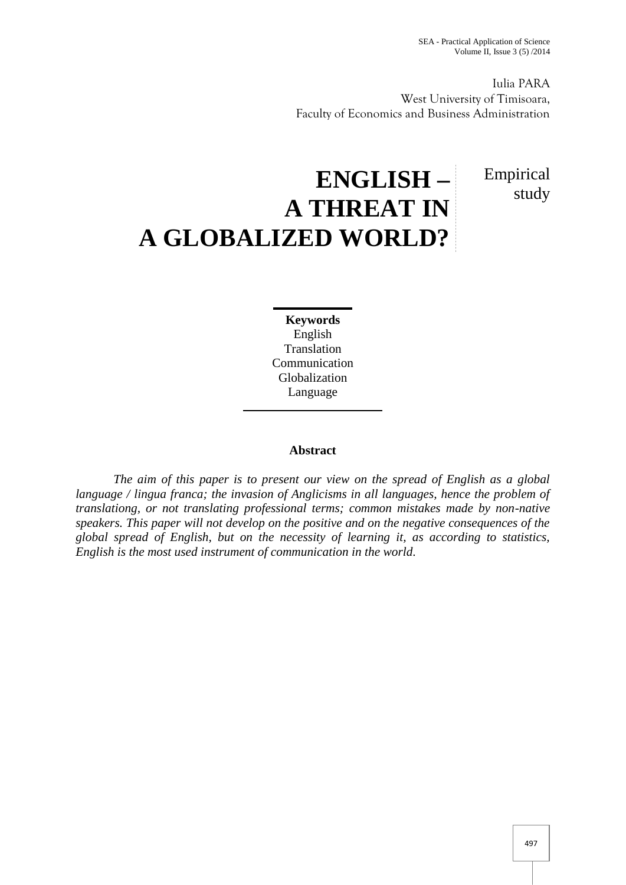Iulia PARA
West University of Timisoara,
Faculty of Economics and Business Administration

# ENGLISH – A THREAT IN A GLOBALIZED WORLD?

Empirical study

**Keywords**
English
Translation
Communication
Globalization
Language

**Abstract**

*The aim of this paper is to present our view on the spread of English as a global language / lingua franca; the invasion of Anglicisms in all languages, hence the problem of translationg, or not translating professional terms; common mistakes made by non-native speakers. This paper will not develop on the positive and on the negative consequences of the global spread of English, but on the necessity of learning it, as according to statistics, English is the most used instrument of communication in the world.*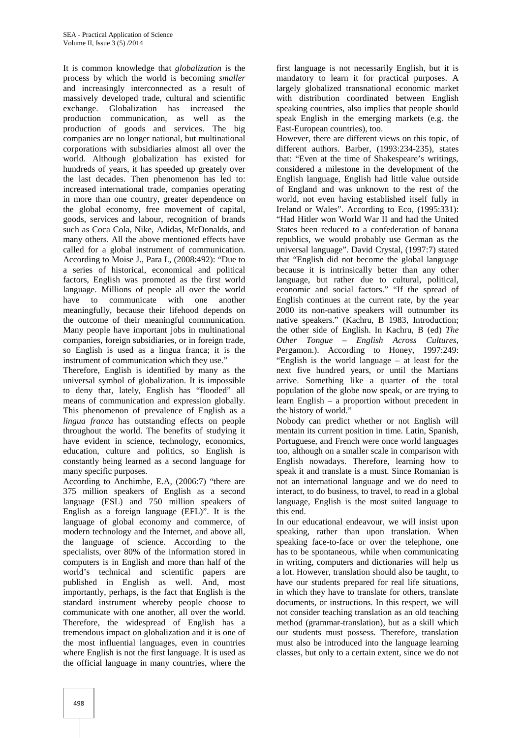It is common knowledge that *globalization* is the process by which the world is becoming *smaller* and increasingly interconnected as a result of massively developed trade, cultural and scientific exchange. Globalization has increased the production communication, as well as the production of goods and services. The big companies are no longer national, but multinational corporations with subsidiaries almost all over the world. Although globalization has existed for hundreds of years, it has speeded up greately over the last decades. Then phenomenon has led to: increased international trade, companies operating in more than one country, greater dependence on the global economy, free movement of capital, goods, services and labour, recognition of brands such as Coca Cola, Nike, Adidas, McDonalds, and many others. All the above mentioned effects have called for a global instrument of communication. According to Moise J., Para I., (2008:492): "Due to a series of historical, economical and political factors, English was promoted as the first world language. Millions of people all over the world have to communicate with one another meaningfully, because their lifehood depends on the outcome of their meaningful communication. Many people have important jobs in multinational companies, foreign subsidiaries, or in foreign trade, so English is used as a lingua franca; it is the instrument of communication which they use."

Therefore, English is identified by many as the universal symbol of globalization. It is impossible to deny that, lately, English has "flooded" all means of communication and expression globally. This phenomenon of prevalence of English as a *lingua franca* has outstanding effects on people throughout the world. The benefits of studying it have evident in science, technology, economics, education, culture and politics, so English is constantly being learned as a second language for many specific purposes.

According to Anchimbe, E.A, (2006:7) "there are 375 million speakers of English as a second language (ESL) and 750 million speakers of English as a foreign language (EFL)". It is the language of global economy and commerce, of modern technology and the Internet, and above all, the language of science. According to the specialists, over 80% of the information stored in computers is in English and more than half of the world's technical and scientific papers are published in English as well. And, most importantly, perhaps, is the fact that English is the standard instrument whereby people choose to communicate with one another, all over the world. Therefore, the widespread of English has a tremendous impact on globalization and it is one of the most influential languages, even in countries where English is not the first language. It is used as the official language in many countries, where the first language is not necessarily English, but it is mandatory to learn it for practical purposes. A largely globalized transnational economic market with distribution coordinated between English speaking countries, also implies that people should speak English in the emerging markets (e.g. the East-European countries), too.

However, there are different views on this topic, of different authors. Barber, (1993:234-235), states that: "Even at the time of Shakespeare's writings, considered a milestone in the development of the English language, English had little value outside of England and was unknown to the rest of the world, not even having established itself fully in Ireland or Wales". According to Eco, (1995:331): "Had Hitler won World War II and had the United States been reduced to a confederation of banana republics, we would probably use German as the universal language". David Crystal, (1997:7) stated that "English did not become the global language because it is intrinsically better than any other language, but rather due to cultural, political, economic and social factors." "If the spread of English continues at the current rate, by the year 2000 its non-native speakers will outnumber its native speakers." (Kachru, B 1983, Introduction; the other side of English. In Kachru, B (ed) *The Other Tongue – English Across Cultures*, Pergamon.). According to Honey, 1997:249: "English is the world language – at least for the next five hundred years, or until the Martians arrive. Something like a quarter of the total population of the globe now speak, or are trying to learn English – a proportion without precedent in the history of world."

Nobody can predict whether or not English will mentain its current position in time. Latin, Spanish, Portuguese, and French were once world languages too, although on a smaller scale in comparison with English nowadays. Therefore, learning how to speak it and translate is a must. Since Romanian is not an international language and we do need to interact, to do business, to travel, to read in a global language, English is the most suited language to this end.

In our educational endeavour, we will insist upon speaking, rather than upon translation. When speaking face-to-face or over the telephone, one has to be spontaneous, while when communicating in writing, computers and dictionaries will help us a lot. However, translation should also be taught, to have our students prepared for real life situations, in which they have to translate for others, translate documents, or instructions. In this respect, we will not consider teaching translation as an old teaching method (grammar-translation), but as a skill which our students must possess. Therefore, translation must also be introduced into the language learning classes, but only to a certain extent, since we do not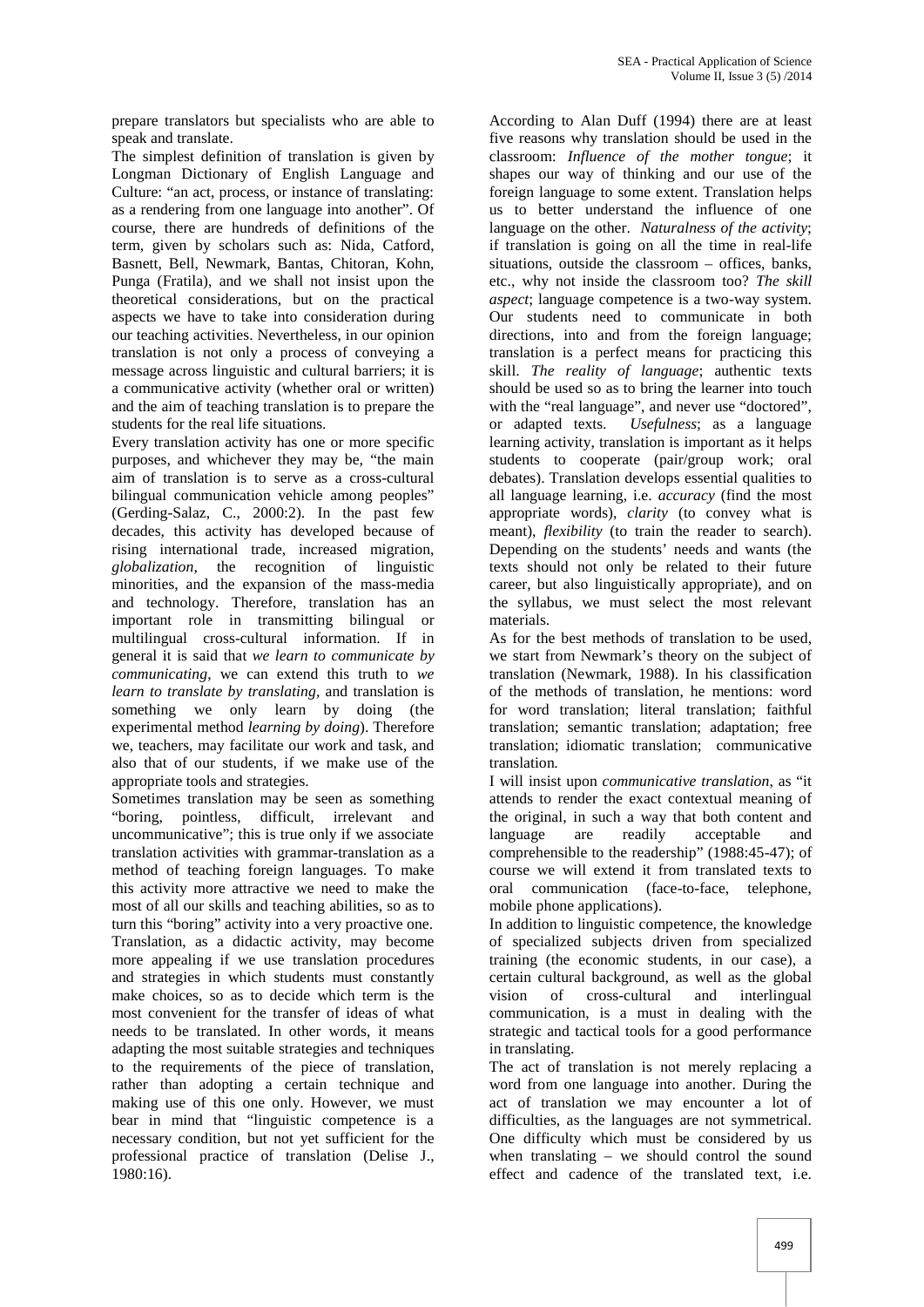prepare translators but specialists who are able to speak and translate.

The simplest definition of translation is given by Longman Dictionary of English Language and Culture: "an act, process, or instance of translating: as a rendering from one language into another". Of course, there are hundreds of definitions of the term, given by scholars such as: Nida, Catford, Basnett, Bell, Newmark, Bantas, Chitoran, Kohn, Punga (Fratila), and we shall not insist upon the theoretical considerations, but on the practical aspects we have to take into consideration during our teaching activities. Nevertheless, in our opinion translation is not only a process of conveying a message across linguistic and cultural barriers; it is a communicative activity (whether oral or written) and the aim of teaching translation is to prepare the students for the real life situations.

Every translation activity has one or more specific purposes, and whichever they may be, "the main aim of translation is to serve as a cross-cultural bilingual communication vehicle among peoples" (Gerding-Salaz, C., 2000:2). In the past few decades, this activity has developed because of rising international trade, increased migration, *globalization*, the recognition of linguistic minorities, and the expansion of the mass-media and technology. Therefore, translation has an important role in transmitting bilingual or multilingual cross-cultural information. If in general it is said that *we learn to communicate by communicating*, we can extend this truth to *we learn to translate by translating*, and translation is something we only learn by doing (the experimental method *learning by doing*). Therefore we, teachers, may facilitate our work and task, and also that of our students, if we make use of the appropriate tools and strategies.

Sometimes translation may be seen as something "boring, pointless, difficult, irrelevant and uncommunicative"; this is true only if we associate translation activities with grammar-translation as a method of teaching foreign languages. To make this activity more attractive we need to make the most of all our skills and teaching abilities, so as to turn this "boring" activity into a very proactive one. Translation, as a didactic activity, may become more appealing if we use translation procedures and strategies in which students must constantly make choices, so as to decide which term is the most convenient for the transfer of ideas of what needs to be translated. In other words, it means adapting the most suitable strategies and techniques to the requirements of the piece of translation, rather than adopting a certain technique and making use of this one only. However, we must bear in mind that "linguistic competence is a necessary condition, but not yet sufficient for the professional practice of translation (Delise J., 1980:16).

According to Alan Duff (1994) there are at least five reasons why translation should be used in the classroom: *Influence of the mother tongue*; it shapes our way of thinking and our use of the foreign language to some extent. Translation helps us to better understand the influence of one language on the other. *Naturalness of the activity*; if translation is going on all the time in real-life situations, outside the classroom – offices, banks, etc., why not inside the classroom too? *The skill aspect*; language competence is a two-way system. Our students need to communicate in both directions, into and from the foreign language; translation is a perfect means for practicing this skill. *The reality of language*; authentic texts should be used so as to bring the learner into touch with the "real language", and never use "doctored", or adapted texts. *Usefulness*; as a language learning activity, translation is important as it helps students to cooperate (pair/group work; oral debates). Translation develops essential qualities to all language learning, i.e. *accuracy* (find the most appropriate words), *clarity* (to convey what is meant), *flexibility* (to train the reader to search). Depending on the students' needs and wants (the texts should not only be related to their future career, but also linguistically appropriate), and on the syllabus, we must select the most relevant materials.

As for the best methods of translation to be used, we start from Newmark's theory on the subject of translation (Newmark, 1988). In his classification of the methods of translation, he mentions: word for word translation; literal translation; faithful translation; semantic translation; adaptation; free translation; idiomatic translation; communicative translation.

I will insist upon *communicative translation*, as "it attends to render the exact contextual meaning of the original, in such a way that both content and language are readily acceptable and comprehensible to the readership" (1988:45-47); of course we will extend it from translated texts to oral communication (face-to-face, telephone, mobile phone applications).

In addition to linguistic competence, the knowledge of specialized subjects driven from specialized training (the economic students, in our case), a certain cultural background, as well as the global vision of cross-cultural and interlingual communication, is a must in dealing with the strategic and tactical tools for a good performance in translating.

The act of translation is not merely replacing a word from one language into another. During the act of translation we may encounter a lot of difficulties, as the languages are not symmetrical. One difficulty which must be considered by us when translating – we should control the sound effect and cadence of the translated text, i.e.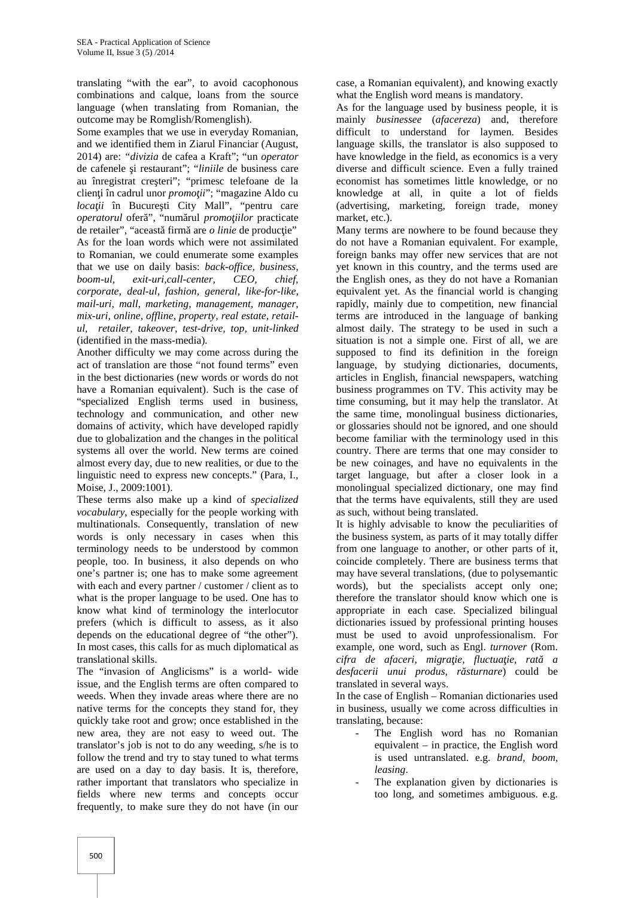translating "with the ear", to avoid cacophonous combinations and calque, loans from the source language (when translating from Romanian, the outcome may be Romglish/Romenglish).

Some examples that we use in everyday Romanian, and we identified them in Ziarul Financiar (August, 2014) are: "*divizia* de cafea a Kraft"; "un *operator* de cafenele şi restaurant"; "*liniile* de business care au înregistrat creşteri"; "primesc telefoane de la clienţi în cadrul unor *promoţii*"; "magazine Aldo cu *locaţii* în Bucureşti City Mall", "pentru care *operatorul* oferă", "numărul *promoţiilor* practicate de retailer", "această firmă are *o linie* de producţie"

As for the loan words which were not assimilated to Romanian, we could enumerate some examples that we use on daily basis: *back-office, business, boom-ul, exit-uri,call-center, CEO, chief, corporate, deal-ul, fashion, general, like-for-like, mail-uri, mall, marketing, management, manager, mix-uri, online, offline, property, real estate, retail-ul, retailer, takeover, test-drive, top, unit-linked* (identified in the mass-media).

Another difficulty we may come across during the act of translation are those "not found terms" even in the best dictionaries (new words or words do not have a Romanian equivalent). Such is the case of "specialized English terms used in business, technology and communication, and other new domains of activity, which have developed rapidly due to globalization and the changes in the political systems all over the world. New terms are coined almost every day, due to new realities, or due to the linguistic need to express new concepts." (Para, I., Moise, J., 2009:1001).

These terms also make up a kind of *specialized vocabulary*, especially for the people working with multinationals. Consequently, translation of new words is only necessary in cases when this terminology needs to be understood by common people, too. In business, it also depends on who one's partner is; one has to make some agreement with each and every partner / customer / client as to what is the proper language to be used. One has to know what kind of terminology the interlocutor prefers (which is difficult to assess, as it also depends on the educational degree of "the other"). In most cases, this calls for as much diplomatical as translational skills.

The "invasion of Anglicisms" is a world- wide issue, and the English terms are often compared to weeds. When they invade areas where there are no native terms for the concepts they stand for, they quickly take root and grow; once established in the new area, they are not easy to weed out. The translator's job is not to do any weeding, s/he is to follow the trend and try to stay tuned to what terms are used on a day to day basis. It is, therefore, rather important that translators who specialize in fields where new terms and concepts occur frequently, to make sure they do not have (in our case, a Romanian equivalent), and knowing exactly what the English word means is mandatory.

As for the language used by business people, it is mainly *businessee* (*afacereza*) and, therefore difficult to understand for laymen. Besides language skills, the translator is also supposed to have knowledge in the field, as economics is a very diverse and difficult science. Even a fully trained economist has sometimes little knowledge, or no knowledge at all, in quite a lot of fields (advertising, marketing, foreign trade, money market, etc.).

Many terms are nowhere to be found because they do not have a Romanian equivalent. For example, foreign banks may offer new services that are not yet known in this country, and the terms used are the English ones, as they do not have a Romanian equivalent yet. As the financial world is changing rapidly, mainly due to competition, new financial terms are introduced in the language of banking almost daily. The strategy to be used in such a situation is not a simple one. First of all, we are supposed to find its definition in the foreign language, by studying dictionaries, documents, articles in English, financial newspapers, watching business programmes on TV. This activity may be time consuming, but it may help the translator. At the same time, monolingual business dictionaries, or glossaries should not be ignored, and one should become familiar with the terminology used in this country. There are terms that one may consider to be new coinages, and have no equivalents in the target language, but after a closer look in a monolingual specialized dictionary, one may find that the terms have equivalents, still they are used as such, without being translated.

It is highly advisable to know the peculiarities of the business system, as parts of it may totally differ from one language to another, or other parts of it, coincide completely. There are business terms that may have several translations, (due to polysemantic words), but the specialists accept only one; therefore the translator should know which one is appropriate in each case. Specialized bilingual dictionaries issued by professional printing houses must be used to avoid unprofessionalism. For example, one word, such as Engl. *turnover* (Rom. *cifra de afaceri, migraţie, fluctuaţie, rată a desfacerii unui produs, răsturnare*) could be translated in several ways.

In the case of English – Romanian dictionaries used in business, usually we come across difficulties in translating, because:

- The English word has no Romanian equivalent – in practice, the English word is used untranslated. e.g. *brand, boom, leasing*.
- The explanation given by dictionaries is too long, and sometimes ambiguous. e.g.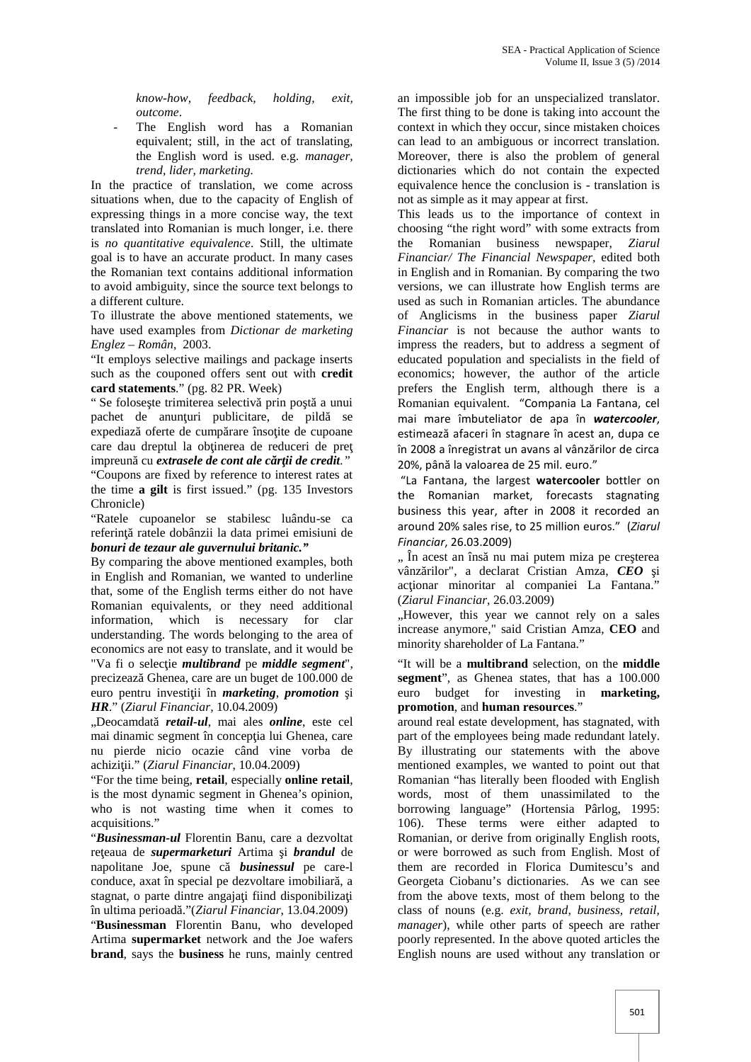*know-how, feedback, holding, exit, outcome*.

- The English word has a Romanian equivalent; still, in the act of translating, the English word is used. e.g. *manager, trend, lider, marketing.*

In the practice of translation, we come across situations when, due to the capacity of English of expressing things in a more concise way, the text translated into Romanian is much longer, i.e. there is *no quantitative equivalence*. Still, the ultimate goal is to have an accurate product. In many cases the Romanian text contains additional information to avoid ambiguity, since the source text belongs to a different culture.

To illustrate the above mentioned statements, we have used examples from *Dictionar de marketing Englez – Român*, 2003.

"It employs selective mailings and package inserts such as the couponed offers sent out with **credit card statements**." (pg. 82 PR. Week)

" Se foloseşte trimiterea selectivă prin poştă a unui pachet de anunţuri publicitare, de pildă se expediază oferte de cumpărare însoţite de cupoane care dau dreptul la obţinerea de reduceri de preţ impreună cu ***extrasele de cont ale cărţii de credit****."*

"Coupons are fixed by reference to interest rates at the time **a gilt** is first issued." (pg. 135 Investors Chronicle)

"Ratele cupoanelor se stabilesc luându-se ca referinţă ratele dobânzii la data primei emisiuni de ***bonuri de tezaur ale guvernului britanic."***

By comparing the above mentioned examples, both in English and Romanian, we wanted to underline that, some of the English terms either do not have Romanian equivalents, or they need additional information, which is necessary for clar understanding. The words belonging to the area of economics are not easy to translate, and it would be an impossible job for an unspecialized translator. The first thing to be done is taking into account the context in which they occur, since mistaken choices can lead to an ambiguous or incorrect translation. Moreover, there is also the problem of general dictionaries which do not contain the expected equivalence hence the conclusion is - translation is not as simple as it may appear at first.

This leads us to the importance of context in choosing "the right word" with some extracts from the Romanian business newspaper, *Ziarul Financiar/ The Financial Newspaper*, edited both in English and in Romanian. By comparing the two versions, we can illustrate how English terms are used as such in Romanian articles. The abundance of Anglicisms in the business paper *Ziarul Financiar* is not because the author wants to impress the readers, but to address a segment of educated population and specialists in the field of economics; however, the author of the article prefers the English term, although there is a Romanian equivalent. "Compania La Fantana, cel mai mare îmbuteliator de apa în ***watercooler***, estimează afaceri în stagnare în acest an, dupa ce în 2008 a înregistrat un avans al vânzărilor de circa 20%, până la valoarea de 25 mil. euro."

"La Fantana, the largest **watercooler** bottler on the Romanian market, forecasts stagnating business this year, after in 2008 it recorded an around 20% sales rise, to 25 million euros." (*Ziarul Financiar*, 26.03.2009)

„ În acest an însă nu mai putem miza pe creşterea vânzărilor", a declarat Cristian Amza, ***CEO*** şi acţionar minoritar al companiei La Fantana." (*Ziarul Financiar*, 26.03.2009)

„However, this year we cannot rely on a sales increase anymore," said Cristian Amza, **CEO** and minority shareholder of La Fantana."

"Va fi o selecţie ***multibrand*** pe ***middle segment***", precizează Ghenea, care are un buget de 100.000 de euro pentru investiţii în ***marketing***, ***promotion*** şi ***HR***." (*Ziarul Financiar*, 10.04.2009)

"It will be a **multibrand** selection, on the **middle segment**", as Ghenea states, that has a 100.000 euro budget for investing in **marketing, promotion**, and **human resources**."

„Deocamdată ***retail-ul***, mai ales ***online***, este cel mai dinamic segment în concepţia lui Ghenea, care nu pierde nicio ocazie când vine vorba de achiziţii." (*Ziarul Financiar*, 10.04.2009)

"For the time being, **retail**, especially **online retail**, is the most dynamic segment in Ghenea's opinion, who is not wasting time when it comes to acquisitions."

"***Businessman-ul*** Florentin Banu, care a dezvoltat reţeaua de ***supermarketuri*** Artima şi ***brandul*** de napolitane Joe, spune că ***businessul*** pe care-l conduce, axat în special pe dezvoltare imobiliară, a stagnat, o parte dintre angajaţi fiind disponibilizaţi în ultima perioadă."(*Ziarul Financiar*, 13.04.2009)

"**Businessman** Florentin Banu, who developed Artima **supermarket** network and the Joe wafers **brand**, says the **business** he runs, mainly centred around real estate development, has stagnated, with part of the employees being made redundant lately.

By illustrating our statements with the above mentioned examples, we wanted to point out that Romanian "has literally been flooded with English words, most of them unassimilated to the borrowing language" (Hortensia Pârlog, 1995: 106). These terms were either adapted to Romanian, or derive from originally English roots, or were borrowed as such from English. Most of them are recorded in Florica Dumitescu's and Georgeta Ciobanu's dictionaries. As we can see from the above texts, most of them belong to the class of nouns (e.g. *exit, brand, business, retail, manager*), while other parts of speech are rather poorly represented. In the above quoted articles the English nouns are used without any translation or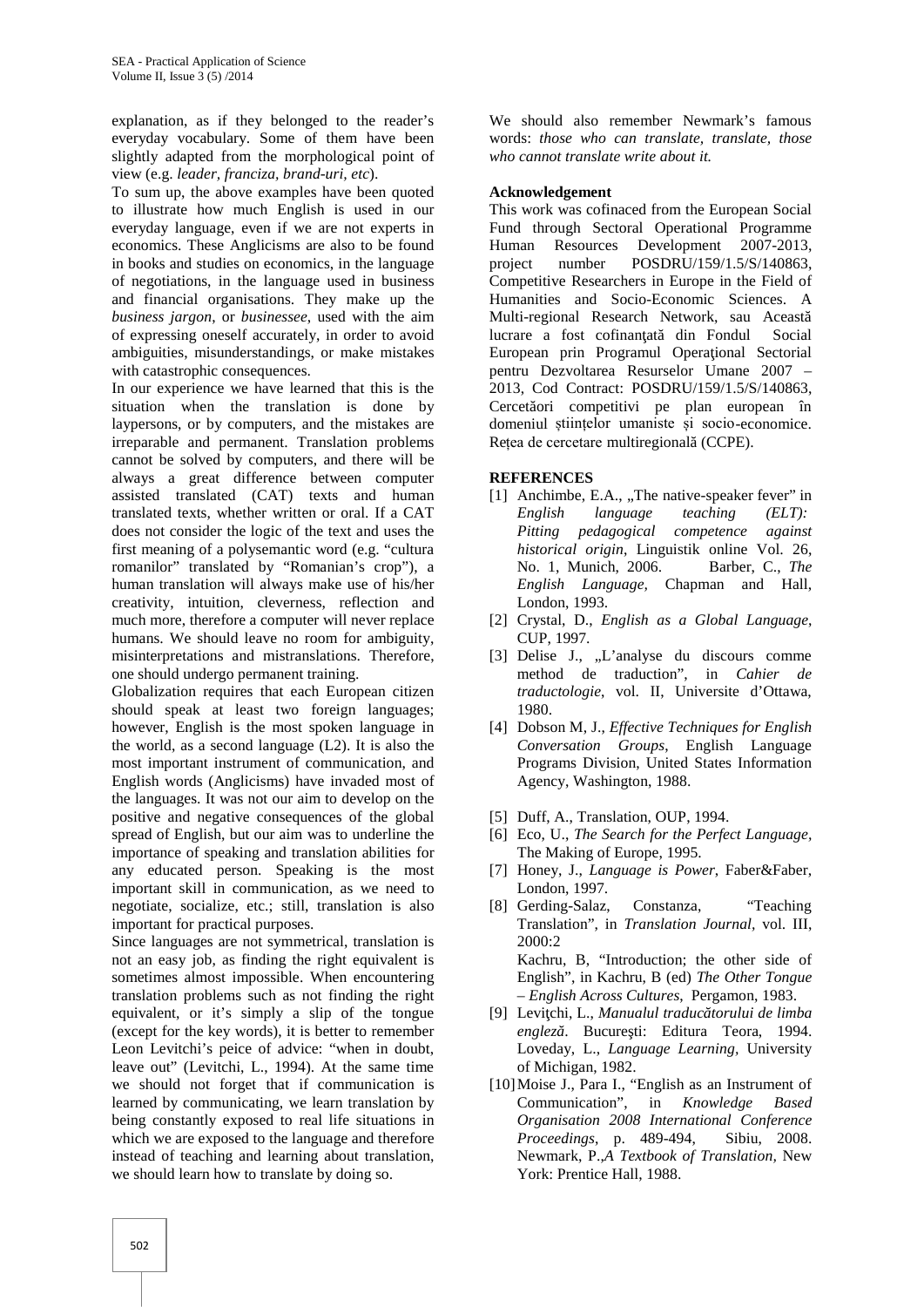explanation, as if they belonged to the reader's everyday vocabulary. Some of them have been slightly adapted from the morphological point of view (e.g. *leader, franciza, brand-uri, etc*).

To sum up, the above examples have been quoted to illustrate how much English is used in our everyday language, even if we are not experts in economics. These Anglicisms are also to be found in books and studies on economics, in the language of negotiations, in the language used in business and financial organisations. They make up the *business jargon*, or *businessee*, used with the aim of expressing oneself accurately, in order to avoid ambiguities, misunderstandings, or make mistakes with catastrophic consequences.

In our experience we have learned that this is the situation when the translation is done by laypersons, or by computers, and the mistakes are irreparable and permanent. Translation problems cannot be solved by computers, and there will be always a great difference between computer assisted translated (CAT) texts and human translated texts, whether written or oral. If a CAT does not consider the logic of the text and uses the first meaning of a polysemantic word (e.g. "cultura romanilor") translated by "Romanian's crop"), a human translation will always make use of his/her creativity, intuition, cleverness, reflection and much more, therefore a computer will never replace humans. We should leave no room for ambiguity, misinterpretations and mistranslations. Therefore, one should undergo permanent training.

Globalization requires that each European citizen should speak at least two foreign languages; however, English is the most spoken language in the world, as a second language (L2). It is also the most important instrument of communication, and English words (Anglicisms) have invaded most of the languages. It was not our aim to develop on the positive and negative consequences of the global spread of English, but our aim was to underline the importance of speaking and translation abilities for any educated person. Speaking is the most important skill in communication, as we need to negotiate, socialize, etc.; still, translation is also important for practical purposes.

Since languages are not symmetrical, translation is not an easy job, as finding the right equivalent is sometimes almost impossible. When encountering translation problems such as not finding the right equivalent, or it's simply a slip of the tongue (except for the key words), it is better to remember Leon Levitchi's peice of advice: "when in doubt, leave out" (Levitchi, L., 1994). At the same time we should not forget that if communication is learned by communicating, we learn translation by being constantly exposed to real life situations in which we are exposed to the language and therefore instead of teaching and learning about translation, we should learn how to translate by doing so.

We should also remember Newmark's famous words: *those who can translate, translate, those who cannot translate write about it.*

**Acknowledgement**

This work was cofinaced from the European Social Fund through Sectoral Operational Programme Human Resources Development 2007-2013, project number POSDRU/159/1.5/S/140863, Competitive Researchers in Europe in the Field of Humanities and Socio-Economic Sciences. A Multi-regional Research Network, sau Această lucrare a fost cofinanţată din Fondul Social European prin Programul Operaţional Sectorial pentru Dezvoltarea Resurselor Umane 2007 – 2013, Cod Contract: POSDRU/159/1.5/S/140863, Cercetători competitivi pe plan european în domeniul științelor umaniste și socio-economice. Rețea de cercetare multiregională (CCPE).

**REFERENCES**

[1] Anchimbe, E.A., „The native-speaker fever" in *English language teaching (ELT): Pitting pedagogical competence against historical origin*, Linguistik online Vol. 26, No. 1, Munich, 2006. Barber, C., *The English Language*, Chapman and Hall, London, 1993.

[2] Crystal, D., *English as a Global Language*, CUP, 1997.

[3] Delise J., „L'analyse du discours comme method de traduction", in *Cahier de traductologie*, vol. II, Universite d'Ottawa, 1980.

[4] Dobson M, J., *Effective Techniques for English Conversation Groups*, English Language Programs Division, United States Information Agency, Washington, 1988.

[5] Duff, A., Translation, OUP, 1994.

[6] Eco, U., *The Search for the Perfect Language*, The Making of Europe, 1995.

[7] Honey, J., *Language is Power*, Faber&Faber, London, 1997.

[8] Gerding-Salaz, Constanza, "Teaching Translation", in *Translation Journal*, vol. III, 2000:2
Kachru, B, "Introduction; the other side of English", in Kachru, B (ed) *The Other Tongue – English Across Cultures*, Pergamon, 1983.

[9] Leviţchi, L., *Manualul traducătorului de limba engleză*. Bucureşti: Editura Teora, 1994. Loveday, L., *Language Learning*, University of Michigan, 1982.

[10] Moise J., Para I., "English as an Instrument of Communication", in *Knowledge Based Organisation 2008 International Conference Proceedings*, p. 489-494, Sibiu, 2008. Newmark, P.,*A Textbook of Translation*, New York: Prentice Hall, 1988.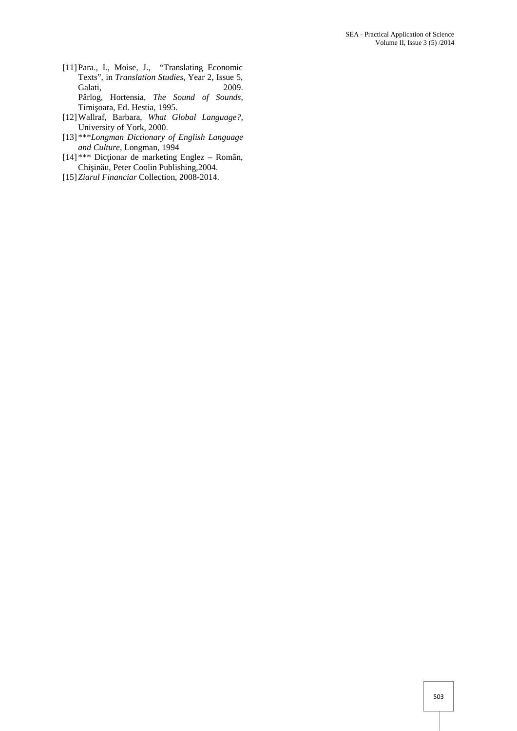[11] Para., I., Moise, J., "Translating Economic Texts", in *Translation Studies*, Year 2, Issue 5, Galati, 2009.
Pârlog, Hortensia, *The Sound of Sounds*, Timişoara, Ed. Hestia, 1995.

[12] Wallraf, Barbara, *What Global Language?*, University of York, 2000.

[13] ****Longman Dictionary of English Language and Culture*, Longman, 1994

[14] *** Dicţionar de marketing Englez – Român, Chişinău, Peter Coolin Publishing,2004.

[15] *Ziarul Financiar* Collection, 2008-2014.